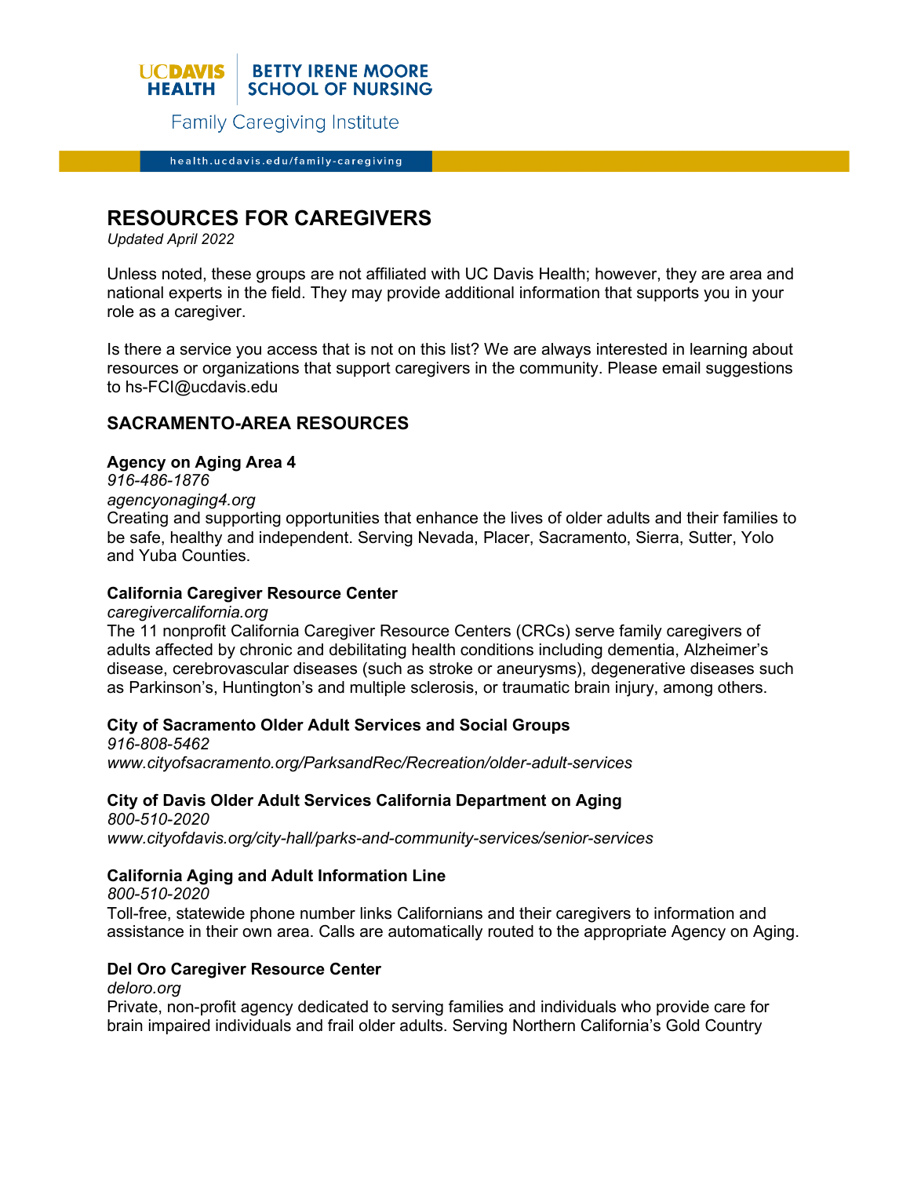UC DAVIS HEALTH | BETTY IRENE MOORE SCHOOL OF NURSING

Family Caregiving Institute

health.ucdavis.edu/family-caregiving

# RESOURCES FOR CAREGIVERS

*Updated April 2022*

Unless noted, these groups are not affiliated with UC Davis Health; however, they are area and national experts in the field. They may provide additional information that supports you in your role as a caregiver.

Is there a service you access that is not on this list? We are always interested in learning about resources or organizations that support caregivers in the community. Please email suggestions to hs-FCI@ucdavis.edu

## SACRAMENTO-AREA RESOURCES

**Agency on Aging Area 4**
*916-486-1876*
*agencyonaging4.org*
Creating and supporting opportunities that enhance the lives of older adults and their families to be safe, healthy and independent. Serving Nevada, Placer, Sacramento, Sierra, Sutter, Yolo and Yuba Counties.

**California Caregiver Resource Center**
*caregivercalifornia.org*
The 11 nonprofit California Caregiver Resource Centers (CRCs) serve family caregivers of adults affected by chronic and debilitating health conditions including dementia, Alzheimer's disease, cerebrovascular diseases (such as stroke or aneurysms), degenerative diseases such as Parkinson's, Huntington's and multiple sclerosis, or traumatic brain injury, among others.

**City of Sacramento Older Adult Services and Social Groups**
*916-808-5462*
*www.cityofsacramento.org/ParksandRec/Recreation/older-adult-services*

**City of Davis Older Adult Services California Department on Aging**
*800-510-2020*
*www.cityofdavis.org/city-hall/parks-and-community-services/senior-services*

**California Aging and Adult Information Line**
*800-510-2020*
Toll-free, statewide phone number links Californians and their caregivers to information and assistance in their own area. Calls are automatically routed to the appropriate Agency on Aging.

**Del Oro Caregiver Resource Center**
*deloro.org*
Private, non-profit agency dedicated to serving families and individuals who provide care for brain impaired individuals and frail older adults. Serving Northern California's Gold Country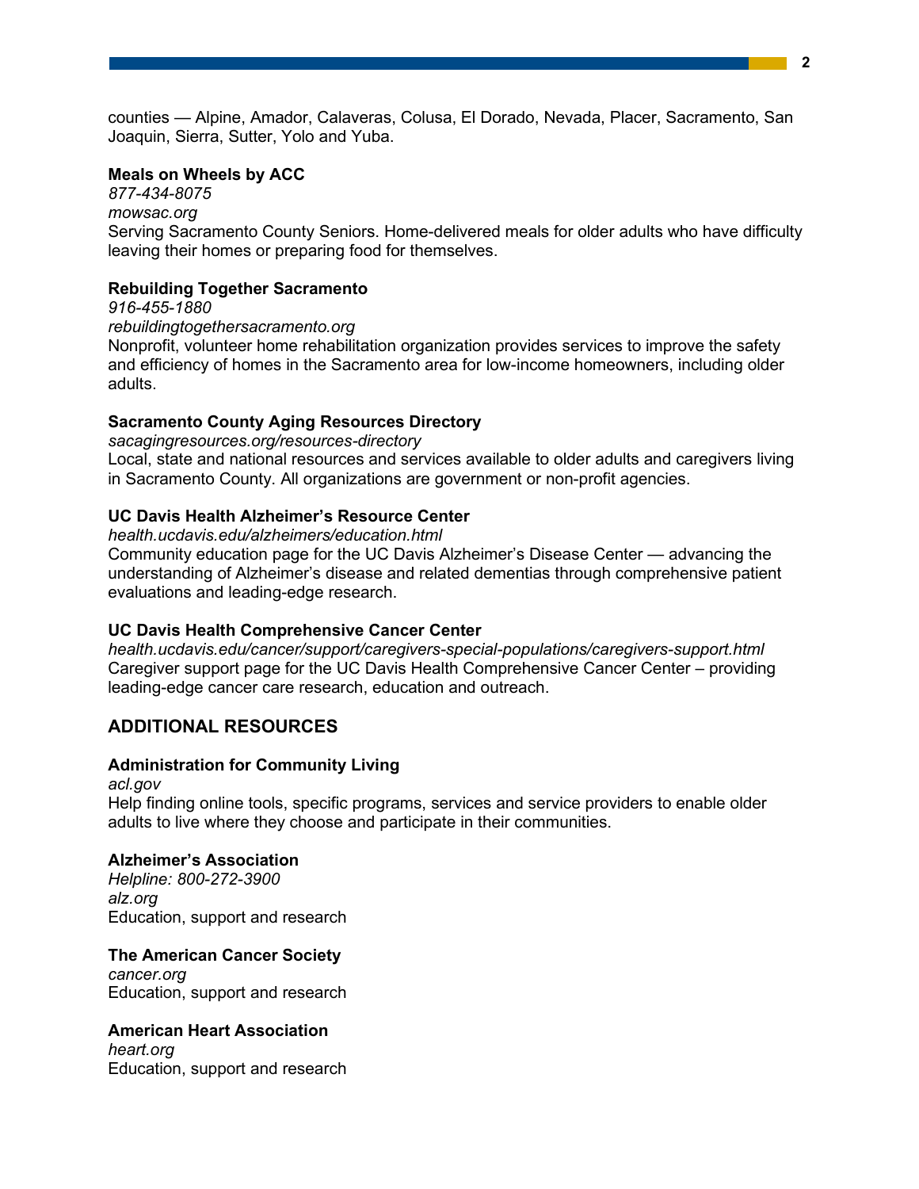counties — Alpine, Amador, Calaveras, Colusa, El Dorado, Nevada, Placer, Sacramento, San Joaquin, Sierra, Sutter, Yolo and Yuba.

**Meals on Wheels by ACC**
*877-434-8075*
*mowsac.org*
Serving Sacramento County Seniors. Home-delivered meals for older adults who have difficulty leaving their homes or preparing food for themselves.

**Rebuilding Together Sacramento**
*916-455-1880*
*rebuildingtogethersacramento.org*
Nonprofit, volunteer home rehabilitation organization provides services to improve the safety and efficiency of homes in the Sacramento area for low-income homeowners, including older adults.

**Sacramento County Aging Resources Directory**
*sacagingresources.org/resources-directory*
Local, state and national resources and services available to older adults and caregivers living in Sacramento County. All organizations are government or non-profit agencies.

**UC Davis Health Alzheimer's Resource Center**
*health.ucdavis.edu/alzheimers/education.html*
Community education page for the UC Davis Alzheimer's Disease Center — advancing the understanding of Alzheimer's disease and related dementias through comprehensive patient evaluations and leading-edge research.

**UC Davis Health Comprehensive Cancer Center**
*health.ucdavis.edu/cancer/support/caregivers-special-populations/caregivers-support.html*
Caregiver support page for the UC Davis Health Comprehensive Cancer Center – providing leading-edge cancer care research, education and outreach.

## ADDITIONAL RESOURCES

**Administration for Community Living**
*acl.gov*
Help finding online tools, specific programs, services and service providers to enable older adults to live where they choose and participate in their communities.

**Alzheimer's Association**
*Helpline: 800-272-3900*
*alz.org*
Education, support and research

**The American Cancer Society**
*cancer.org*
Education, support and research

**American Heart Association**
*heart.org*
Education, support and research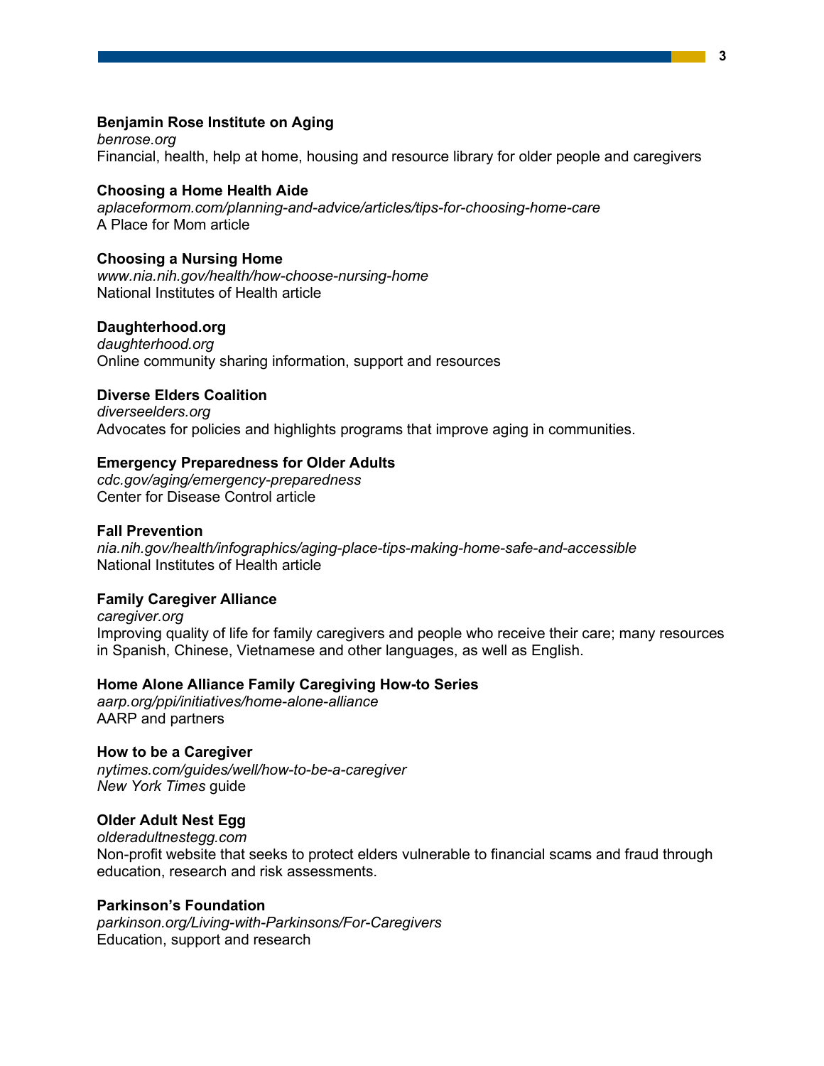**Benjamin Rose Institute on Aging**
*benrose.org*
Financial, health, help at home, housing and resource library for older people and caregivers

**Choosing a Home Health Aide**
*aplaceformom.com/planning-and-advice/articles/tips-for-choosing-home-care*
A Place for Mom article

**Choosing a Nursing Home**
*www.nia.nih.gov/health/how-choose-nursing-home*
National Institutes of Health article

**Daughterhood.org**
*daughterhood.org*
Online community sharing information, support and resources

**Diverse Elders Coalition**
*diverseelders.org*
Advocates for policies and highlights programs that improve aging in communities.

**Emergency Preparedness for Older Adults**
*cdc.gov/aging/emergency-preparedness*
Center for Disease Control article

**Fall Prevention**
*nia.nih.gov/health/infographics/aging-place-tips-making-home-safe-and-accessible*
National Institutes of Health article

**Family Caregiver Alliance**
*caregiver.org*
Improving quality of life for family caregivers and people who receive their care; many resources in Spanish, Chinese, Vietnamese and other languages, as well as English.

**Home Alone Alliance Family Caregiving How-to Series**
*aarp.org/ppi/initiatives/home-alone-alliance*
AARP and partners

**How to be a Caregiver**
*nytimes.com/guides/well/how-to-be-a-caregiver*
*New York Times* guide

**Older Adult Nest Egg**
*olderadultnestegg.com*
Non-profit website that seeks to protect elders vulnerable to financial scams and fraud through education, research and risk assessments.

**Parkinson's Foundation**
*parkinson.org/Living-with-Parkinsons/For-Caregivers*
Education, support and research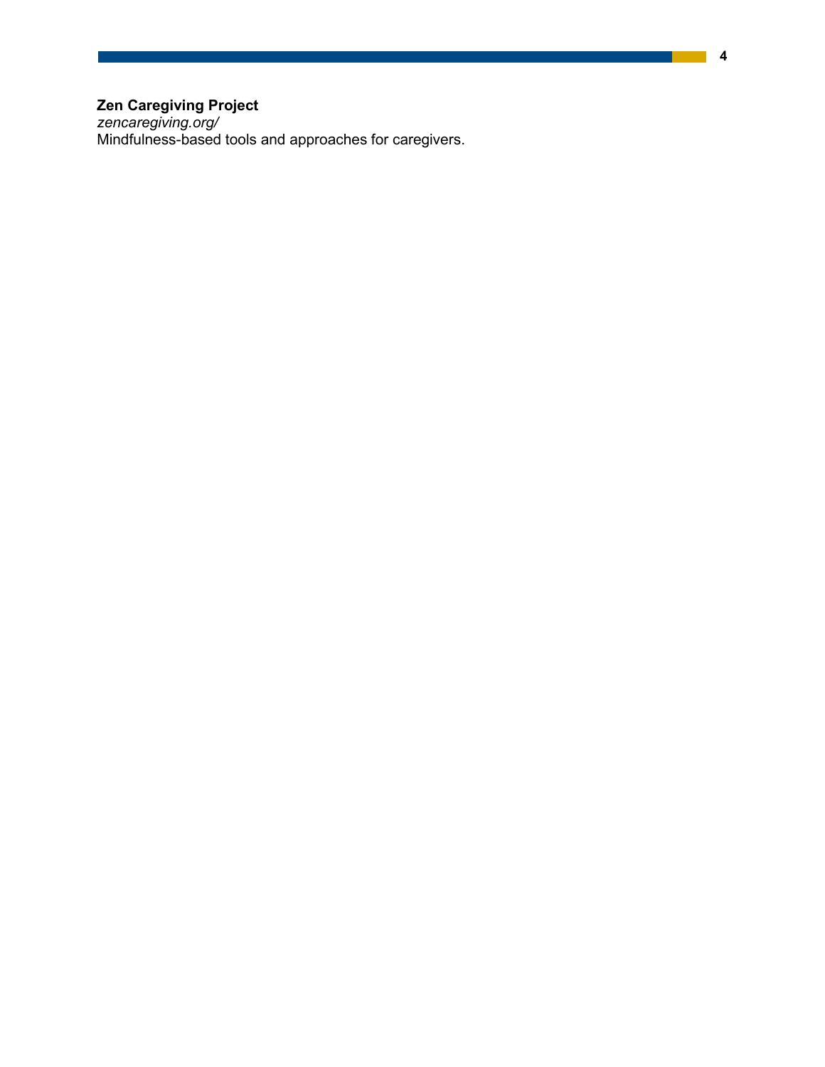**Zen Caregiving Project**
*zencaregiving.org/*
Mindfulness-based tools and approaches for caregivers.